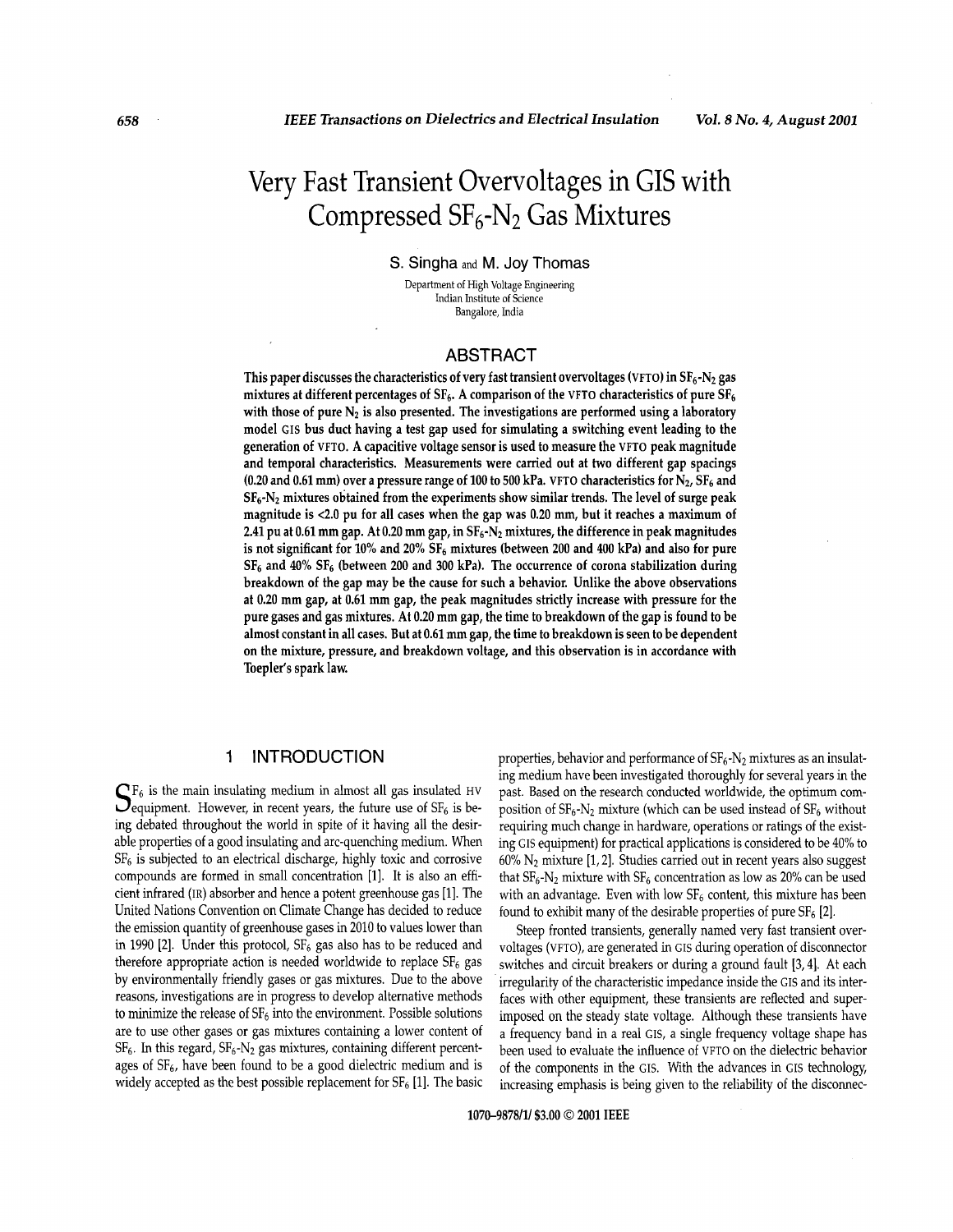# Very Fast Transient Overvoltages in GIS with Compressed $SF_6$-$N_2$ Gas Mixtures

S. Singha and M. Joy Thomas

Department of High Voltage Engineering
Indian Institute of Science
Bangalore, India

## ABSTRACT

**This paper discusses the characteristics of very fast transient overvoltages (VFTO) in $SF_6$-$N_2$ gas mixtures at different percentages of $SF_6$. A comparison of the VFTO characteristics of pure $SF_6$ with those of pure $N_2$ is also presented. The investigations are performed using a laboratory model GIS bus duct having a test gap used for simulating a switching event leading to the generation of VFTO. A capacitive voltage sensor is used to measure the VFTO peak magnitude and temporal characteristics. Measurements were carried out at two different gap spacings (0.20 and 0.61 mm) over a pressure range of 100 to 500 kPa. VFTO characteristics for $N_2$, $SF_6$ and $SF_6$-$N_2$ mixtures obtained from the experiments show similar trends. The level of surge peak magnitude is <2.0 pu for all cases when the gap was 0.20 mm, but it reaches a maximum of 2.41 pu at 0.61 mm gap. At 0.20 mm gap, in $SF_6$-$N_2$ mixtures, the difference in peak magnitudes is not significant for 10% and 20% $SF_6$ mixtures (between 200 and 400 kPa) and also for pure $SF_6$ and 40% $SF_6$ (between 200 and 300 kPa). The occurrence of corona stabilization during breakdown of the gap may be the cause for such a behavior. Unlike the above observations at 0.20 mm gap, at 0.61 mm gap, the peak magnitudes strictly increase with pressure for the pure gases and gas mixtures. At 0.20 mm gap, the time to breakdown of the gap is found to be almost constant in all cases. But at 0.61 mm gap, the time to breakdown is seen to be dependent on the mixture, pressure, and breakdown voltage, and this observation is in accordance with Toepler's spark law.**

## 1 INTRODUCTION

$SF_6$ is the main insulating medium in almost all gas insulated HV equipment. However, in recent years, the future use of $SF_6$ is being debated throughout the world in spite of it having all the desirable properties of a good insulating and arc-quenching medium. When $SF_6$ is subjected to an electrical discharge, highly toxic and corrosive compounds are formed in small concentration [1]. It is also an efficient infrared (IR) absorber and hence a potent greenhouse gas [1]. The United Nations Convention on Climate Change has decided to reduce the emission quantity of greenhouse gases in 2010 to values lower than in 1990 [2]. Under this protocol, $SF_6$ gas also has to be reduced and therefore appropriate action is needed worldwide to replace $SF_6$ gas by environmentally friendly gases or gas mixtures. Due to the above reasons, investigations are in progress to develop alternative methods to minimize the release of $SF_6$ into the environment. Possible solutions are to use other gases or gas mixtures containing a lower content of $SF_6$. In this regard, $SF_6$-$N_2$ gas mixtures, containing different percentages of $SF_6$, have been found to be a good dielectric medium and is widely accepted as the best possible replacement for $SF_6$ [1]. The basic properties, behavior and performance of $SF_6$-$N_2$ mixtures as an insulating medium have been investigated thoroughly for several years in the past. Based on the research conducted worldwide, the optimum composition of $SF_6$-$N_2$ mixture (which can be used instead of $SF_6$ without requiring much change in hardware, operations or ratings of the existing GIS equipment) for practical applications is considered to be 40% to 60% $N_2$ mixture [1, 2]. Studies carried out in recent years also suggest that $SF_6$-$N_2$ mixture with $SF_6$ concentration as low as 20% can be used with an advantage. Even with low $SF_6$ content, this mixture has been found to exhibit many of the desirable properties of pure $SF_6$ [2].

Steep fronted transients, generally named very fast transient overvoltages (VFTO), are generated in GIS during operation of disconnector switches and circuit breakers or during a ground fault [3, 4]. At each irregularity of the characteristic impedance inside the GIS and its interfaces with other equipment, these transients are reflected and superimposed on the steady state voltage. Although these transients have a frequency band in a real GIS, a single frequency voltage shape has been used to evaluate the influence of VFTO on the dielectric behavior of the components in the GIS. With the advances in GIS technology, increasing emphasis is being given to the reliability of the disconnec-

1070-9878/1/ $3.00 © 2001 IEEE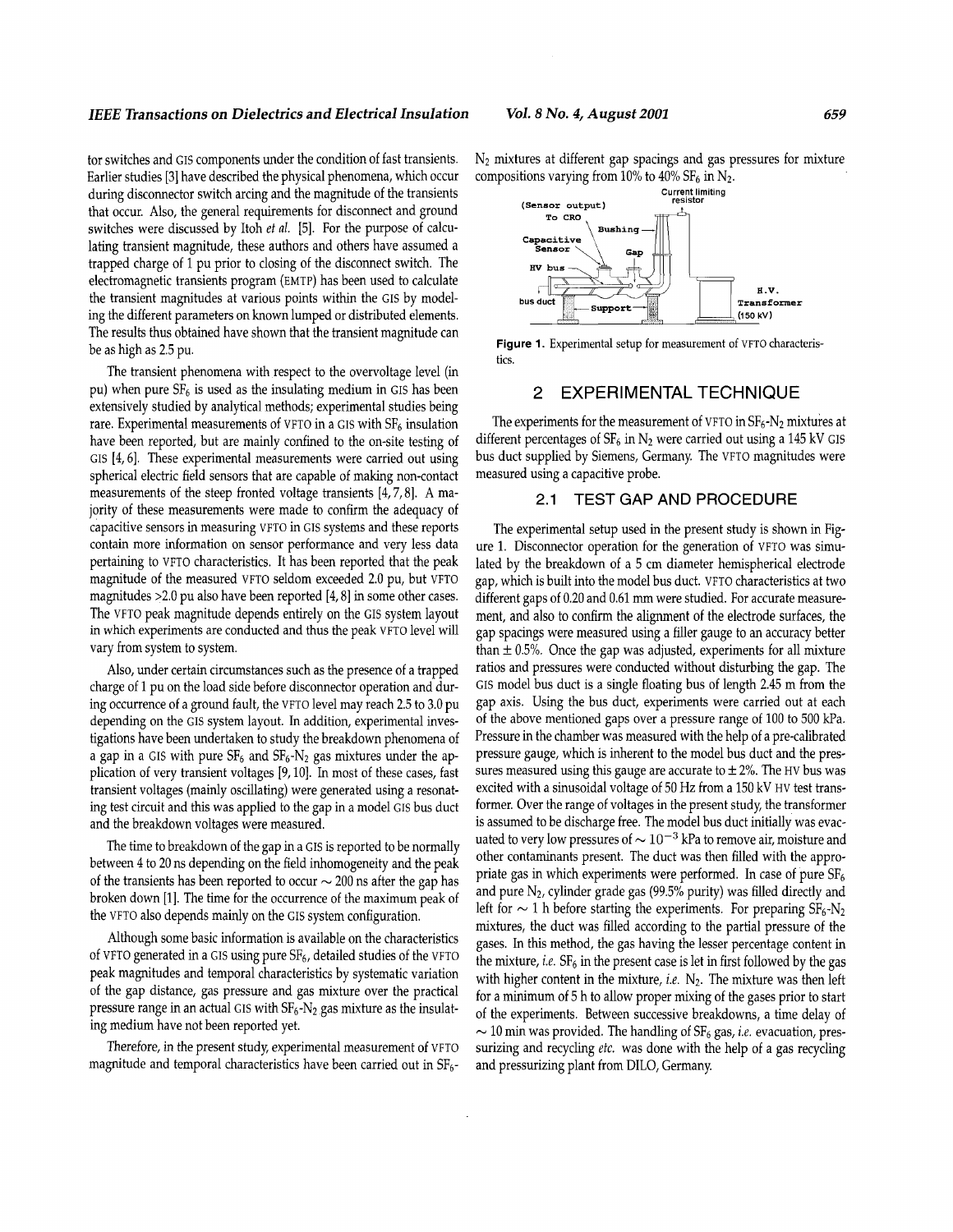tor switches and GIS components under the condition of fast transients. Earlier studies [3] have described the physical phenomena, which occur during disconnector switch arcing and the magnitude of the transients that occur. Also, the general requirements for disconnect and ground switches were discussed by Itoh *et al.* [5]. For the purpose of calculating transient magnitude, these authors and others have assumed a trapped charge of 1 pu prior to closing of the disconnect switch. The electromagnetic transients program (EMTP) has been used to calculate the transient magnitudes at various points within the GIS by modeling the different parameters on known lumped or distributed elements. The results thus obtained have shown that the transient magnitude can be as high as 2.5 pu.

The transient phenomena with respect to the overvoltage level (in pu) when pure $SF_6$ is used as the insulating medium in GIS has been extensively studied by analytical methods; experimental studies being rare. Experimental measurements of VFTO in a GIS with $SF_6$ insulation have been reported, but are mainly confined to the on-site testing of GIS [4, 6]. These experimental measurements were carried out using spherical electric field sensors that are capable of making non-contact measurements of the steep fronted voltage transients [4, 7, 8]. A majority of these measurements were made to confirm the adequacy of capacitive sensors in measuring VFTO in GIS systems and these reports contain more information on sensor performance and very less data pertaining to VFTO characteristics. It has been reported that the peak magnitude of the measured VFTO seldom exceeded 2.0 pu, but VFTO magnitudes >2.0 pu also have been reported [4, 8] in some other cases. The VFTO peak magnitude depends entirely on the GIS system layout in which experiments are conducted and thus the peak VFTO level will vary from system to system.

Also, under certain circumstances such as the presence of a trapped charge of 1 pu on the load side before disconnector operation and during occurrence of a ground fault, the VFTO level may reach 2.5 to 3.0 pu depending on the GIS system layout. In addition, experimental investigations have been undertaken to study the breakdown phenomena of a gap in a GIS with pure $SF_6$ and $SF_6$-$N_2$ gas mixtures under the application of very transient voltages [9, 10]. In most of these cases, fast transient voltages (mainly oscillating) were generated using a resonating test circuit and this was applied to the gap in a model GIS bus duct and the breakdown voltages were measured.

The time to breakdown of the gap in a GIS is reported to be normally between 4 to 20 ns depending on the field inhomogeneity and the peak of the transients has been reported to occur ~ 200 ns after the gap has broken down [1]. The time for the occurrence of the maximum peak of the VFTO also depends mainly on the GIS system configuration.

Although some basic information is available on the characteristics of VFTO generated in a GIS using pure $SF_6$, detailed studies of the VFTO peak magnitudes and temporal characteristics by systematic variation of the gap distance, gas pressure and gas mixture over the practical pressure range in an actual GIS with $SF_6$-$N_2$ gas mixture as the insulating medium have not been reported yet.

Therefore, in the present study, experimental measurement of VFTO magnitude and temporal characteristics have been carried out in $SF_6$-$N_2$ mixtures at different gap spacings and gas pressures for mixture compositions varying from 10% to 40% $SF_6$ in $N_2$.

**Figure 1.** Experimental setup for measurement of VFTO characteristics.

## 2 EXPERIMENTAL TECHNIQUE

The experiments for the measurement of VFTO in $SF_6$-$N_2$ mixtures at different percentages of $SF_6$ in $N_2$ were carried out using a 145 kV GIS bus duct supplied by Siemens, Germany. The VFTO magnitudes were measured using a capacitive probe.

### 2.1 TEST GAP AND PROCEDURE

The experimental setup used in the present study is shown in Figure 1. Disconnector operation for the generation of VFTO was simulated by the breakdown of a 5 cm diameter hemispherical electrode gap, which is built into the model bus duct. VFTO characteristics at two different gaps of 0.20 and 0.61 mm were studied. For accurate measurement, and also to confirm the alignment of the electrode surfaces, the gap spacings were measured using a filler gauge to an accuracy better than ± 0.5%. Once the gap was adjusted, experiments for all mixture ratios and pressures were conducted without disturbing the gap. The GIS model bus duct is a single floating bus of length 2.45 m from the gap axis. Using the bus duct, experiments were carried out at each of the above mentioned gaps over a pressure range of 100 to 500 kPa. Pressure in the chamber was measured with the help of a pre-calibrated pressure gauge, which is inherent to the model bus duct and the pressures measured using this gauge are accurate to ± 2%. The HV bus was excited with a sinusoidal voltage of 50 Hz from a 150 kV HV test transformer. Over the range of voltages in the present study, the transformer is assumed to be discharge free. The model bus duct initially was evacuated to very low pressures of $\sim 10^{-3}$ kPa to remove air, moisture and other contaminants present. The duct was then filled with the appropriate gas in which experiments were performed. In case of pure $SF_6$ and pure $N_2$, cylinder grade gas (99.5% purity) was filled directly and left for ~ 1 h before starting the experiments. For preparing $SF_6$-$N_2$ mixtures, the duct was filled according to the partial pressure of the gases. In this method, the gas having the lesser percentage content in the mixture, *i.e.* $SF_6$ in the present case is let in first followed by the gas with higher content in the mixture, *i.e.* $N_2$. The mixture was then left for a minimum of 5 h to allow proper mixing of the gases prior to start of the experiments. Between successive breakdowns, a time delay of ~ 10 min was provided. The handling of $SF_6$ gas, *i.e.* evacuation, pressurizing and recycling *etc.* was done with the help of a gas recycling and pressurizing plant from DILO, Germany.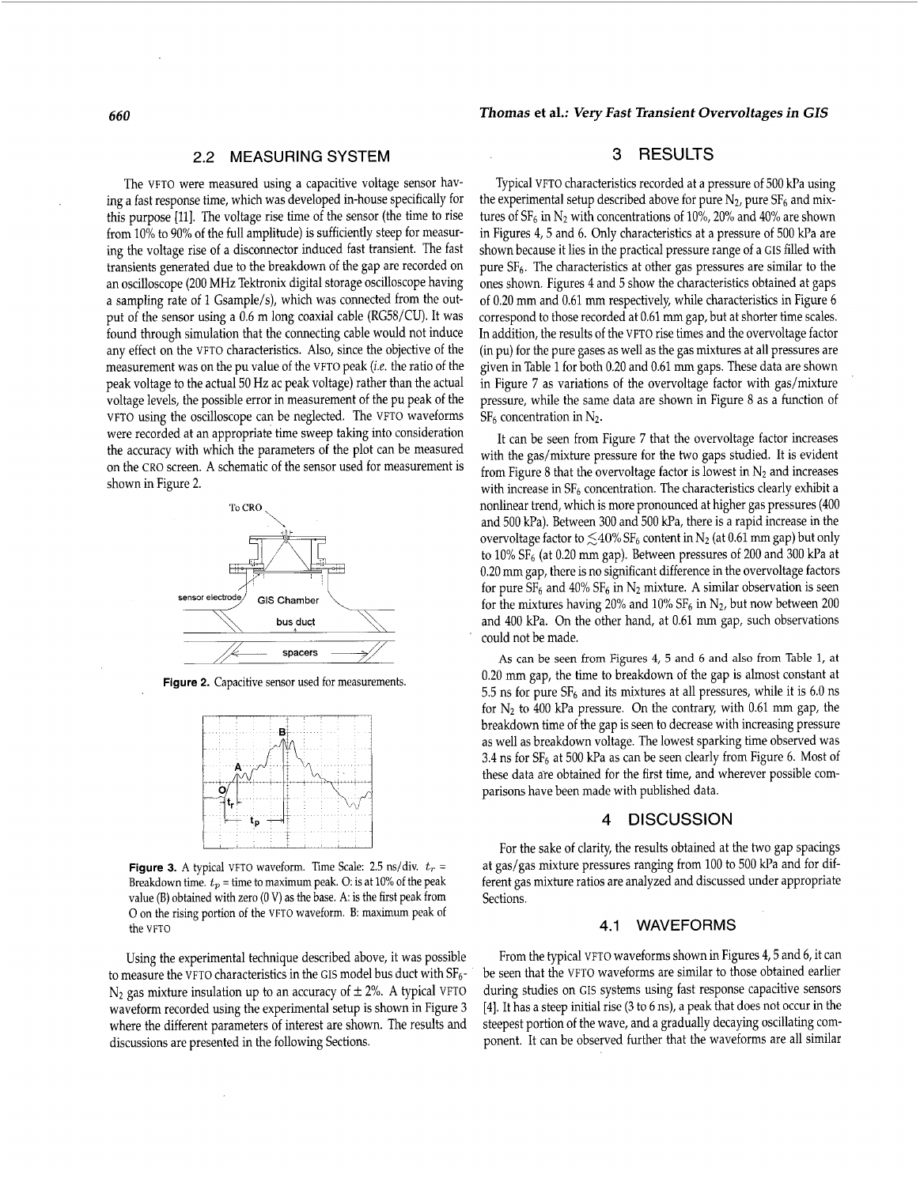## 2.2 MEASURING SYSTEM

The VFTO were measured using a capacitive voltage sensor having a fast response time, which was developed in-house specifically for this purpose [11]. The voltage rise time of the sensor (the time to rise from 10% to 90% of the full amplitude) is sufficiently steep for measuring the voltage rise of a disconnector induced fast transient. The fast transients generated due to the breakdown of the gap are recorded on an oscilloscope (200 MHz Tektronix digital storage oscilloscope having a sampling rate of 1 Gsample/s), which was connected from the output of the sensor using a 0.6 m long coaxial cable (RG58/CU). It was found through simulation that the connecting cable would not induce any effect on the VFTO characteristics. Also, since the objective of the measurement was on the pu value of the VFTO peak (*i.e.* the ratio of the peak voltage to the actual 50 Hz ac peak voltage) rather than the actual voltage levels, the possible error in measurement of the pu peak of the VFTO using the oscilloscope can be neglected. The VFTO waveforms were recorded at an appropriate time sweep taking into consideration the accuracy with which the parameters of the plot can be measured on the CRO screen. A schematic of the sensor used for measurement is shown in Figure 2.

**Figure 2.** Capacitive sensor used for measurements.

**Figure 3.** A typical VFTO waveform. Time Scale: 2.5 ns/div. $t_r$ = Breakdown time. $t_p$ = time to maximum peak. O: is at 10% of the peak value (B) obtained with zero (0 V) as the base. A: is the first peak from O on the rising portion of the VFTO waveform. B: maximum peak of the VFTO

Using the experimental technique described above, it was possible to measure the VFTO characteristics in the GIS model bus duct with $SF_6$-$N_2$ gas mixture insulation up to an accuracy of ± 2%. A typical VFTO waveform recorded using the experimental setup is shown in Figure 3 where the different parameters of interest are shown. The results and discussions are presented in the following Sections.

# 3 RESULTS

Typical VFTO characteristics recorded at a pressure of 500 kPa using the experimental setup described above for pure $N_2$, pure $SF_6$ and mixtures of $SF_6$ in $N_2$ with concentrations of 10%, 20% and 40% are shown in Figures 4, 5 and 6. Only characteristics at a pressure of 500 kPa are shown because it lies in the practical pressure range of a GIS filled with pure $SF_6$. The characteristics at other gas pressures are similar to the ones shown. Figures 4 and 5 show the characteristics obtained at gaps of 0.20 mm and 0.61 mm respectively, while characteristics in Figure 6 correspond to those recorded at 0.61 mm gap, but at shorter time scales. In addition, the results of the VFTO rise times and the overvoltage factor (in pu) for the pure gases as well as the gas mixtures at all pressures are given in Table 1 for both 0.20 and 0.61 mm gaps. These data are shown in Figure 7 as variations of the overvoltage factor with gas/mixture pressure, while the same data are shown in Figure 8 as a function of $SF_6$ concentration in $N_2$.

It can be seen from Figure 7 that the overvoltage factor increases with the gas/mixture pressure for the two gaps studied. It is evident from Figure 8 that the overvoltage factor is lowest in $N_2$ and increases with increase in $SF_6$ concentration. The characteristics clearly exhibit a nonlinear trend, which is more pronounced at higher gas pressures (400 and 500 kPa). Between 300 and 500 kPa, there is a rapid increase in the overvoltage factor to $\lesssim$40% $SF_6$ content in $N_2$ (at 0.61 mm gap) but only to 10% $SF_6$ (at 0.20 mm gap). Between pressures of 200 and 300 kPa at 0.20 mm gap, there is no significant difference in the overvoltage factors for pure $SF_6$ and 40% $SF_6$ in $N_2$ mixture. A similar observation is seen for the mixtures having 20% and 10% $SF_6$ in $N_2$, but now between 200 and 400 kPa. On the other hand, at 0.61 mm gap, such observations could not be made.

As can be seen from Figures 4, 5 and 6 and also from Table 1, at 0.20 mm gap, the time to breakdown of the gap is almost constant at 5.5 ns for pure $SF_6$ and its mixtures at all pressures, while it is 6.0 ns for $N_2$ to 400 kPa pressure. On the contrary, with 0.61 mm gap, the breakdown time of the gap is seen to decrease with increasing pressure as well as breakdown voltage. The lowest sparking time observed was 3.4 ns for $SF_6$ at 500 kPa as can be seen clearly from Figure 6. Most of these data are obtained for the first time, and wherever possible comparisons have been made with published data.

# 4 DISCUSSION

For the sake of clarity, the results obtained at the two gap spacings at gas/gas mixture pressures ranging from 100 to 500 kPa and for different gas mixture ratios are analyzed and discussed under appropriate Sections.

## 4.1 WAVEFORMS

From the typical VFTO waveforms shown in Figures 4, 5 and 6, it can be seen that the VFTO waveforms are similar to those obtained earlier during studies on GIS systems using fast response capacitive sensors [4]. It has a steep initial rise (3 to 6 ns), a peak that does not occur in the steepest portion of the wave, and a gradually decaying oscillating component. It can be observed further that the waveforms are all similar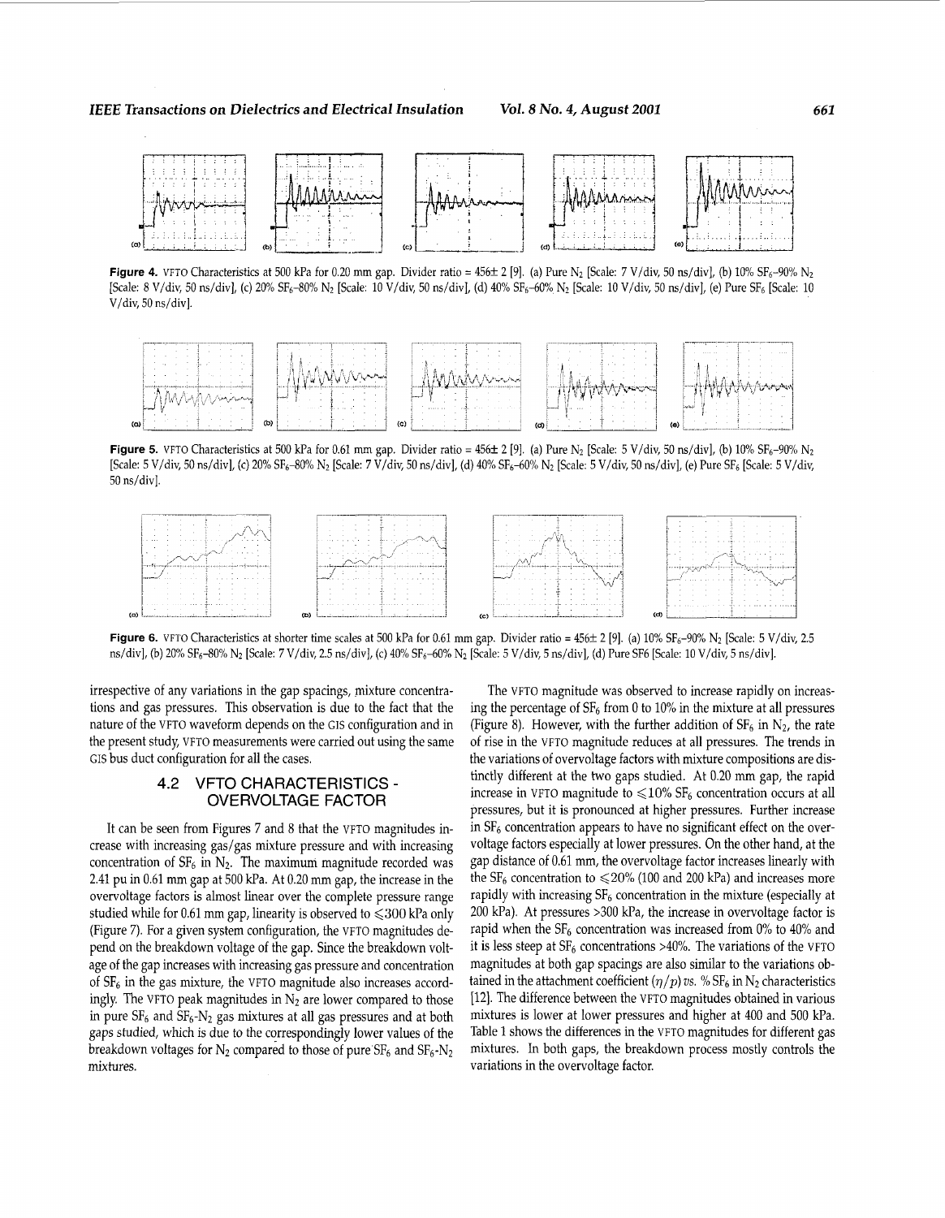**Figure 4.** VFTO Characteristics at 500 kPa for 0.20 mm gap. Divider ratio = 456± 2 [9]. (a) Pure $N_2$ [Scale: 7 V/div, 50 ns/div], (b) 10% $SF_6$–90% $N_2$ [Scale: 8 V/div, 50 ns/div], (c) 20% $SF_6$–80% $N_2$ [Scale: 10 V/div, 50 ns/div], (d) 40% $SF_6$–60% $N_2$ [Scale: 10 V/div, 50 ns/div], (e) Pure $SF_6$ [Scale: 10 V/div, 50 ns/div].

**Figure 5.** VFTO Characteristics at 500 kPa for 0.61 mm gap. Divider ratio = 456± 2 [9]. (a) Pure $N_2$ [Scale: 5 V/div, 50 ns/div], (b) 10% $SF_6$–90% $N_2$ [Scale: 5 V/div, 50 ns/div], (c) 20% $SF_6$–80% $N_2$ [Scale: 7 V/div, 50 ns/div], (d) 40% $SF_6$–60% $N_2$ [Scale: 5 V/div, 50 ns/div], (e) Pure $SF_6$ [Scale: 5 V/div, 50 ns/div].

**Figure 6.** VFTO Characteristics at shorter time scales at 500 kPa for 0.61 mm gap. Divider ratio = 456± 2 [9]. (a) 10% $SF_6$–90% $N_2$ [Scale: 5 V/div, 2.5 ns/div], (b) 20% $SF_6$–80% $N_2$ [Scale: 7 V/div, 2.5 ns/div], (c) 40% $SF_6$–60% $N_2$ [Scale: 5 V/div, 5 ns/div], (d) Pure SF6 [Scale: 10 V/div, 5 ns/div].

irrespective of any variations in the gap spacings, mixture concentrations and gas pressures. This observation is due to the fact that the nature of the VFTO waveform depends on the GIS configuration and in the present study, VFTO measurements were carried out using the same GIS bus duct configuration for all the cases.

### 4.2 VFTO CHARACTERISTICS - OVERVOLTAGE FACTOR

It can be seen from Figures 7 and 8 that the VFTO magnitudes increase with increasing gas/gas mixture pressure and with increasing concentration of $SF_6$ in $N_2$. The maximum magnitude recorded was 2.41 pu in 0.61 mm gap at 500 kPa. At 0.20 mm gap, the increase in the overvoltage factors is almost linear over the complete pressure range studied while for 0.61 mm gap, linearity is observed to $\leqslant$300 kPa only (Figure 7). For a given system configuration, the VFTO magnitudes depend on the breakdown voltage of the gap. Since the breakdown voltage of the gap increases with increasing gas pressure and concentration of $SF_6$ in the gas mixture, the VFTO magnitude also increases accordingly. The VFTO peak magnitudes in $N_2$ are lower compared to those in pure $SF_6$ and $SF_6$-$N_2$ gas mixtures at all gas pressures and at both gaps studied, which is due to the correspondingly lower values of the breakdown voltages for $N_2$ compared to those of pure $SF_6$ and $SF_6$-$N_2$ mixtures.

The VFTO magnitude was observed to increase rapidly on increasing the percentage of $SF_6$ from 0 to 10% in the mixture at all pressures (Figure 8). However, with the further addition of $SF_6$ in $N_2$, the rate of rise in the VFTO magnitude reduces at all pressures. The trends in the variations of overvoltage factors with mixture compositions are distinctly different at the two gaps studied. At 0.20 mm gap, the rapid increase in VFTO magnitude to $\leqslant$10% $SF_6$ concentration occurs at all pressures, but it is pronounced at higher pressures. Further increase in $SF_6$ concentration appears to have no significant effect on the overvoltage factors especially at lower pressures. On the other hand, at the gap distance of 0.61 mm, the overvoltage factor increases linearly with the $SF_6$ concentration to $\leqslant$20% (100 and 200 kPa) and increases more rapidly with increasing $SF_6$ concentration in the mixture (especially at 200 kPa). At pressures >300 kPa, the increase in overvoltage factor is rapid when the $SF_6$ concentration was increased from 0% to 40% and it is less steep at $SF_6$ concentrations >40%. The variations of the VFTO magnitudes at both gap spacings are also similar to the variations obtained in the attachment coefficient ($\eta/p$) *vs.* % $SF_6$ in $N_2$ characteristics [12]. The difference between the VFTO magnitudes obtained in various mixtures is lower at lower pressures and higher at 400 and 500 kPa. Table 1 shows the differences in the VFTO magnitudes for different gas mixtures. In both gaps, the breakdown process mostly controls the variations in the overvoltage factor.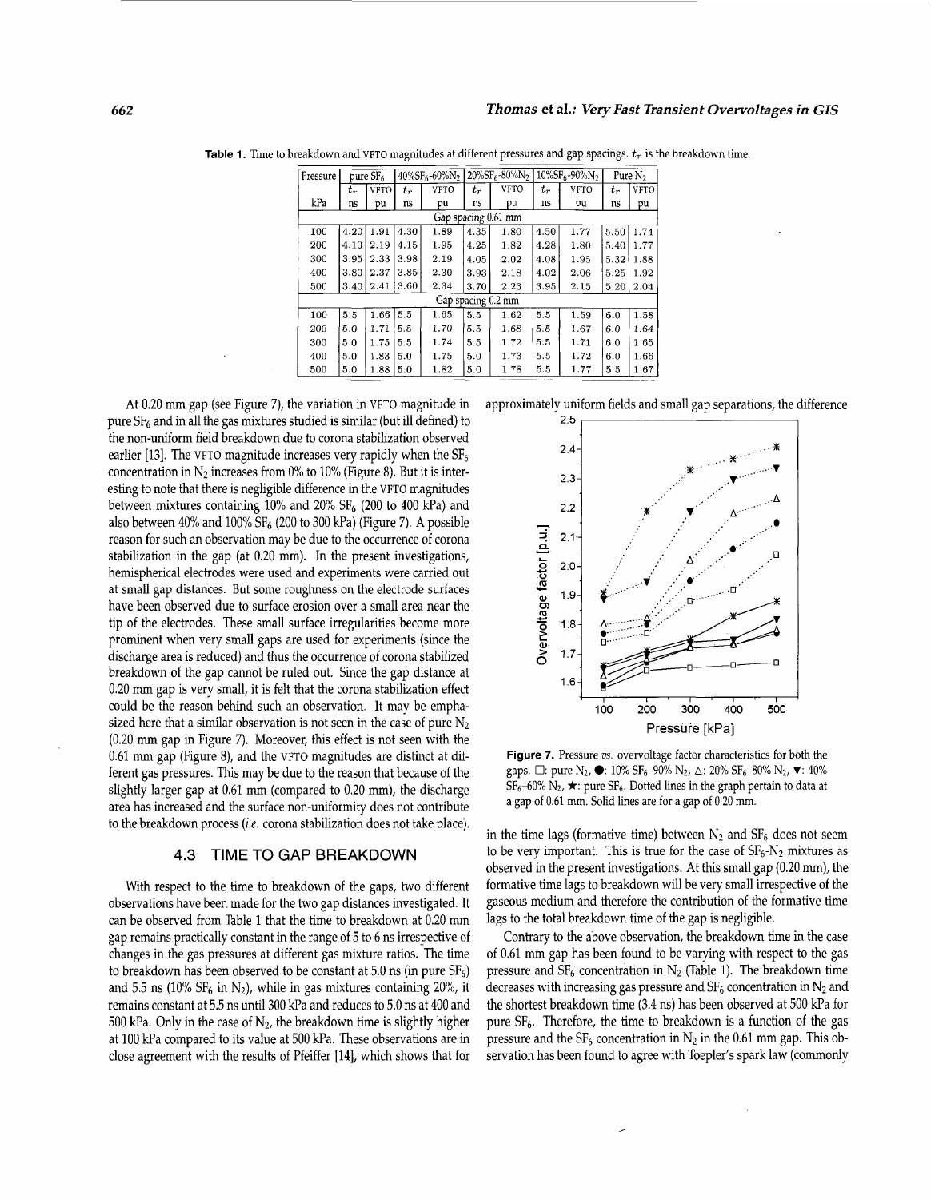**Table 1.** Time to breakdown and VFTO magnitudes at different pressures and gap spacings. $t_r$ is the breakdown time.

| Pressure | pure $SF_6$ | | 40%$SF_6$-60%$N_2$ | | 20%$SF_6$-80%$N_2$ | | 10%$SF_6$-90%$N_2$ | | Pure $N_2$ | |
|---|---|---|---|---|---|---|---|---|---|---|
| | $t_r$ | VFTO | $t_r$ | VFTO | $t_r$ | VFTO | $t_r$ | VFTO | $t_r$ | VFTO |
| kPa | ns | pu | ns | pu | ns | pu | ns | pu | ns | pu |
| Gap spacing 0.61 mm | | | | | | | | | | |
| 100 | 4.20 | 1.91 | 4.30 | 1.89 | 4.35 | 1.80 | 4.50 | 1.77 | 5.50 | 1.74 |
| 200 | 4.10 | 2.19 | 4.15 | 1.95 | 4.25 | 1.82 | 4.28 | 1.80 | 5.40 | 1.77 |
| 300 | 3.95 | 2.33 | 3.98 | 2.19 | 4.05 | 2.02 | 4.08 | 1.95 | 5.32 | 1.88 |
| 400 | 3.80 | 2.37 | 3.85 | 2.30 | 3.93 | 2.18 | 4.02 | 2.06 | 5.25 | 1.92 |
| 500 | 3.40 | 2.41 | 3.60 | 2.34 | 3.70 | 2.23 | 3.95 | 2.15 | 5.20 | 2.04 |
| Gap spacing 0.2 mm | | | | | | | | | | |
| 100 | 5.5 | 1.66 | 5.5 | 1.65 | 5.5 | 1.62 | 5.5 | 1.59 | 6.0 | 1.58 |
| 200 | 5.0 | 1.71 | 5.5 | 1.70 | 5.5 | 1.68 | 5.5 | 1.67 | 6.0 | 1.64 |
| 300 | 5.0 | 1.75 | 5.5 | 1.74 | 5.5 | 1.72 | 5.5 | 1.71 | 6.0 | 1.65 |
| 400 | 5.0 | 1.83 | 5.0 | 1.75 | 5.0 | 1.73 | 5.5 | 1.72 | 6.0 | 1.66 |
| 500 | 5.0 | 1.88 | 5.0 | 1.82 | 5.0 | 1.78 | 5.5 | 1.77 | 5.5 | 1.67 |

At 0.20 mm gap (see Figure 7), the variation in VFTO magnitude in pure $SF_6$ and in all the gas mixtures studied is similar (but ill defined) to the non-uniform field breakdown due to corona stabilization observed earlier [13]. The VFTO magnitude increases very rapidly when the $SF_6$ concentration in $N_2$ increases from 0% to 10% (Figure 8). But it is interesting to note that there is negligible difference in the VFTO magnitudes between mixtures containing 10% and 20% $SF_6$ (200 to 400 kPa) and also between 40% and 100% $SF_6$ (200 to 300 kPa) (Figure 7). A possible reason for such an observation may be due to the occurrence of corona stabilization in the gap (at 0.20 mm). In the present investigations, hemispherical electrodes were used and experiments were carried out at small gap distances. But some roughness on the electrode surfaces have been observed due to surface erosion over a small area near the tip of the electrodes. These small surface irregularities become more prominent when very small gaps are used for experiments (since the discharge area is reduced) and thus the occurrence of corona stabilized breakdown of the gap cannot be ruled out. Since the gap distance at 0.20 mm gap is very small, it is felt that the corona stabilization effect could be the reason behind such an observation. It may be emphasized here that a similar observation is not seen in the case of pure $N_2$ (0.20 mm gap in Figure 7). Moreover, this effect is not seen with the 0.61 mm gap (Figure 8), and the VFTO magnitudes are distinct at different gas pressures. This may be due to the reason that because of the slightly larger gap at 0.61 mm (compared to 0.20 mm), the discharge area has increased and the surface non-uniformity does not contribute to the breakdown process (*i.e.* corona stabilization does not take place).

**Figure 7.** Pressure *vs.* overvoltage factor characteristics for both the gaps. □: pure $N_2$, ●: 10% $SF_6$–90% $N_2$, △: 20% $SF_6$–80% $N_2$, ▼: 40% $SF_6$–60% $N_2$, ★: pure $SF_6$. Dotted lines in the graph pertain to data at a gap of 0.61 mm. Solid lines are for a gap of 0.20 mm.

### 4.3 TIME TO GAP BREAKDOWN

With respect to the time to breakdown of the gaps, two different observations have been made for the two gap distances investigated. It can be observed from Table 1 that the time to breakdown at 0.20 mm gap remains practically constant in the range of 5 to 6 ns irrespective of changes in the gas pressures at different gas mixture ratios. The time to breakdown has been observed to be constant at 5.0 ns (in pure $SF_6$) and 5.5 ns (10% $SF_6$ in $N_2$), while in gas mixtures containing 20%, it remains constant at 5.5 ns until 300 kPa and reduces to 5.0 ns at 400 and 500 kPa. Only in the case of $N_2$, the breakdown time is slightly higher at 100 kPa compared to its value at 500 kPa. These observations are in close agreement with the results of Pfeiffer [14], which shows that for approximately uniform fields and small gap separations, the difference in the time lags (formative time) between $N_2$ and $SF_6$ does not seem to be very important. This is true for the case of $SF_6$-$N_2$ mixtures as observed in the present investigations. At this small gap (0.20 mm), the formative time lags to breakdown will be very small irrespective of the gaseous medium and therefore the contribution of the formative time lags to the total breakdown time of the gap is negligible.

Contrary to the above observation, the breakdown time in the case of 0.61 mm gap has been found to be varying with respect to the gas pressure and $SF_6$ concentration in $N_2$ (Table 1). The breakdown time decreases with increasing gas pressure and $SF_6$ concentration in $N_2$ and the shortest breakdown time (3.4 ns) has been observed at 500 kPa for pure $SF_6$. Therefore, the time to breakdown is a function of the gas pressure and the $SF_6$ concentration in $N_2$ in the 0.61 mm gap. This observation has been found to agree with Toepler's spark law (commonly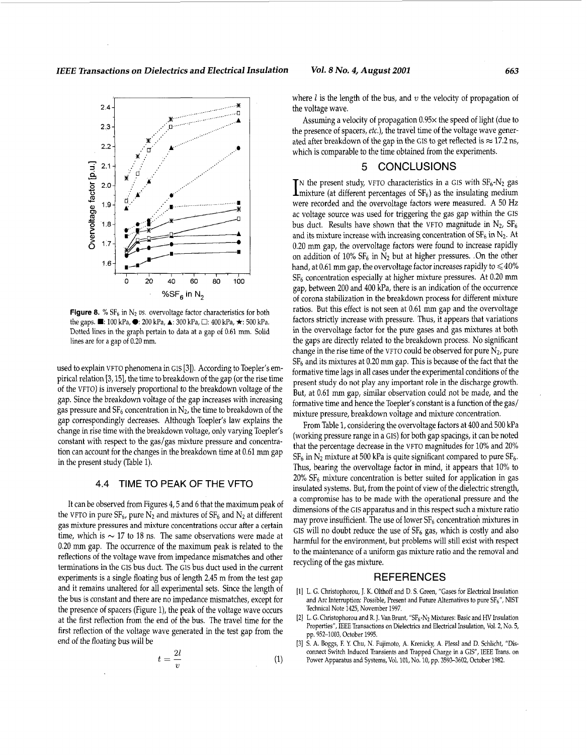**Figure 8.** % $SF_6$ in $N_2$ *vs.* overvoltage factor characteristics for both the gaps. ■: 100 kPa, ●: 200 kPa, ▲: 300 kPa, □: 400 kPa, ★: 500 kPa. Dotted lines in the graph pertain to data at a gap of 0.61 mm. Solid lines are for a gap of 0.20 mm.

used to explain VFTO phenomena in GIS [3]). According to Toepler's empirical relation [3, 15], the time to breakdown of the gap (or the rise time of the VFTO) is inversely proportional to the breakdown voltage of the gap. Since the breakdown voltage of the gap increases with increasing gas pressure and $SF_6$ concentration in $N_2$, the time to breakdown of the gap correspondingly decreases. Although Toepler's law explains the change in rise time with the breakdown voltage, only varying Toepler's constant with respect to the gas/gas mixture pressure and concentration can account for the changes in the breakdown time at 0.61 mm gap in the present study (Table 1).

### 4.4 TIME TO PEAK OF THE VFTO

It can be observed from Figures 4, 5 and 6 that the maximum peak of the VFTO in pure $SF_6$, pure $N_2$ and mixtures of $SF_6$ and $N_2$ at different gas mixture pressures and mixture concentrations occur after a certain time, which is ~ 17 to 18 ns. The same observations were made at 0.20 mm gap. The occurrence of the maximum peak is related to the reflections of the voltage wave from impedance mismatches and other terminations in the GIS bus duct. The GIS bus duct used in the current experiments is a single floating bus of length 2.45 m from the test gap and it remains unaltered for all experimental sets. Since the length of the bus is constant and there are no impedance mismatches, except for the presence of spacers (Figure 1), the peak of the voltage wave occurs at the first reflection from the end of the bus. The travel time for the first reflection of the voltage wave generated in the test gap from the end of the floating bus will be

$$t = \frac{2l}{v} \tag{1}$$

where $l$ is the length of the bus, and $v$ the velocity of propagation of the voltage wave.

Assuming a velocity of propagation 0.95× the speed of light (due to the presence of spacers, *etc.*), the travel time of the voltage wave generated after breakdown of the gap in the GIS to get reflected is ≈ 17.2 ns, which is comparable to the time obtained from the experiments.

## 5 CONCLUSIONS

In the present study, VFTO characteristics in a GIS with $SF_6$-$N_2$ gas mixture (at different percentages of $SF_6$) as the insulating medium were recorded and the overvoltage factors were measured. A 50 Hz ac voltage source was used for triggering the gas gap within the GIS bus duct. Results have shown that the VFTO magnitude in $N_2$, $SF_6$ and its mixture increase with increasing concentration of $SF_6$ in $N_2$. At 0.20 mm gap, the overvoltage factors were found to increase rapidly on addition of 10% $SF_6$ in $N_2$ but at higher pressures. On the other hand, at 0.61 mm gap, the overvoltage factor increases rapidly to ≤40% $SF_6$ concentration especially at higher mixture pressures. At 0.20 mm gap, between 200 and 400 kPa, there is an indication of the occurrence of corona stabilization in the breakdown process for different mixture ratios. But this effect is not seen at 0.61 mm gap and the overvoltage factors strictly increase with pressure. Thus, it appears that variations in the overvoltage factor for the pure gases and gas mixtures at both the gaps are directly related to the breakdown process. No significant change in the rise time of the VFTO could be observed for pure $N_2$, pure $SF_6$ and its mixtures at 0.20 mm gap. This is because of the fact that the formative time lags in all cases under the experimental conditions of the present study do not play any important role in the discharge growth. But, at 0.61 mm gap, similar observation could not be made, and the formative time and hence the Toepler's constant is a function of the gas/mixture pressure, breakdown voltage and mixture concentration.

From Table 1, considering the overvoltage factors at 400 and 500 kPa (working pressure range in a GIS) for both gap spacings, it can be noted that the percentage decrease in the VFTO magnitudes for 10% and 20% $SF_6$ in $N_2$ mixture at 500 kPa is quite significant compared to pure $SF_6$. Thus, bearing the overvoltage factor in mind, it appears that 10% to 20% $SF_6$ mixture concentration is better suited for application in gas insulated systems. But, from the point of view of the dielectric strength, a compromise has to be made with the operational pressure and the dimensions of the GIS apparatus and in this respect such a mixture ratio may prove insufficient. The use of lower $SF_6$ concentration mixtures in GIS will no doubt reduce the use of $SF_6$ gas, which is costly and also harmful for the environment, but problems will still exist with respect to the maintenance of a uniform gas mixture ratio and the removal and recycling of the gas mixture.

## REFERENCES

[1] L. G. Christophorou, J. K. Olthoff and D. S. Green, "Gases for Electrical Insulation and Arc Interruption: Possible, Present and Future Alternatives to pure $SF_6$", NIST Technical Note 1425, November 1997.

[2] L. G. Christophorou and R. J. Van Brunt, "$SF_6$-$N_2$ Mixtures: Basic and HV Insulation Properties", IEEE Transactions on Dielectrics and Electrical Insulation, Vol. 2, No. 5, pp. 952–1003, October 1995.

[3] S. A. Boggs, F. Y. Chu, N. Fujimoto, A. Krenicky, A. Plessl and D. Schlicht, "Disconnect Switch Induced Transients and Trapped Charge in a GIS", IEEE Trans. on Power Apparatus and Systems, Vol. 101, No. 10, pp. 3593–3602, October 1982.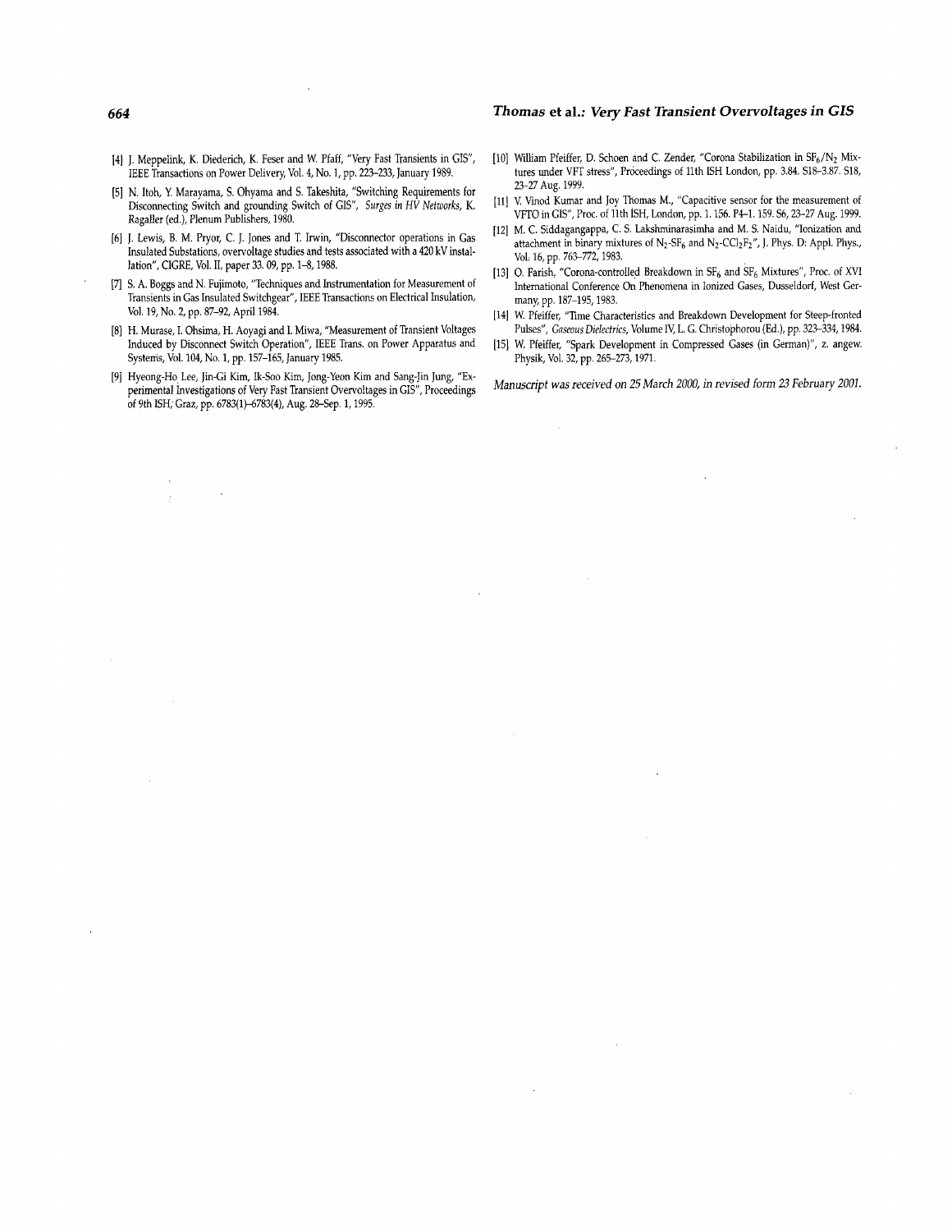[4] J. Meppelink, K. Diederich, K. Feser and W. Pfaff, "Very Fast Transients in GIS", IEEE Transactions on Power Delivery, Vol. 4, No. 1, pp. 223–233, January 1989.

[5] N. Itoh, Y. Marayama, S. Ohyama and S. Takeshita, "Switching Requirements for Disconnecting Switch and grounding Switch of GIS", *Surges in HV Networks*, K. Ragaller (ed.), Plenum Publishers, 1980.

[6] J. Lewis, B. M. Pryor, C. J. Jones and T. Irwin, "Disconnector operations in Gas Insulated Substations, overvoltage studies and tests associated with a 420 kV installation", CIGRE, Vol. II, paper 33. 09, pp. 1–8, 1988.

[7] S. A. Boggs and N. Fujimoto, "Techniques and Instrumentation for Measurement of Transients in Gas Insulated Switchgear", IEEE Transactions on Electrical Insulation, Vol. 19, No. 2, pp. 87–92, April 1984.

[8] H. Murase, I. Ohsima, H. Aoyagi and I. Miwa, "Measurement of Transient Voltages Induced by Disconnect Switch Operation", IEEE Trans. on Power Apparatus and Systems, Vol. 104, No. 1, pp. 157–165, January 1985.

[9] Hyeong-Ho Lee, Jin-Gi Kim, Ik-Soo Kim, Jong-Yeon Kim and Sang-Jin Jung, "Experimental Investigations of Very Fast Transient Overvoltages in GIS", Proceedings of 9th ISH, Graz, pp. 6783(1)–6783(4), Aug. 28–Sep. 1, 1995.

[10] William Pfeiffer, D. Schoen and C. Zender, "Corona Stabilization in $SF_6/N_2$ Mixtures under VFT stress", Proceedings of 11th ISH London, pp. 3.84. S18–3.87. S18, 23–27 Aug. 1999.

[11] V. Vinod Kumar and Joy Thomas M., "Capacitive sensor for the measurement of VFTO in GIS", Proc. of 11th ISH, London, pp. 1. 156. P4–1. 159. S6, 23–27 Aug. 1999.

[12] M. C. Siddagangappa, C. S. Lakshminarasimha and M. S. Naidu, "Ionization and attachment in binary mixtures of $N_2$-$SF_6$ and $N_2$-$CCl_2F_2$", J. Phys. D: Appl. Phys., Vol. 16, pp. 763–772, 1983.

[13] O. Farish, "Corona-controlled Breakdown in $SF_6$ and $SF_6$ Mixtures", Proc. of XVI International Conference On Phenomena in Ionized Gases, Dusseldorf, West Germany, pp. 187–195, 1983.

[14] W. Pfeiffer, "Time Characteristics and Breakdown Development for Steep-fronted Pulses", *Gaseous Dielectrics*, Volume IV, L. G. Christophorou (Ed.), pp. 323–334, 1984.

[15] W. Pfeiffer, "Spark Development in Compressed Gases (in German)", z. angew. Physik, Vol. 32, pp. 265–273, 1971.

*Manuscript was received on 25 March 2000, in revised form 23 February 2001.*